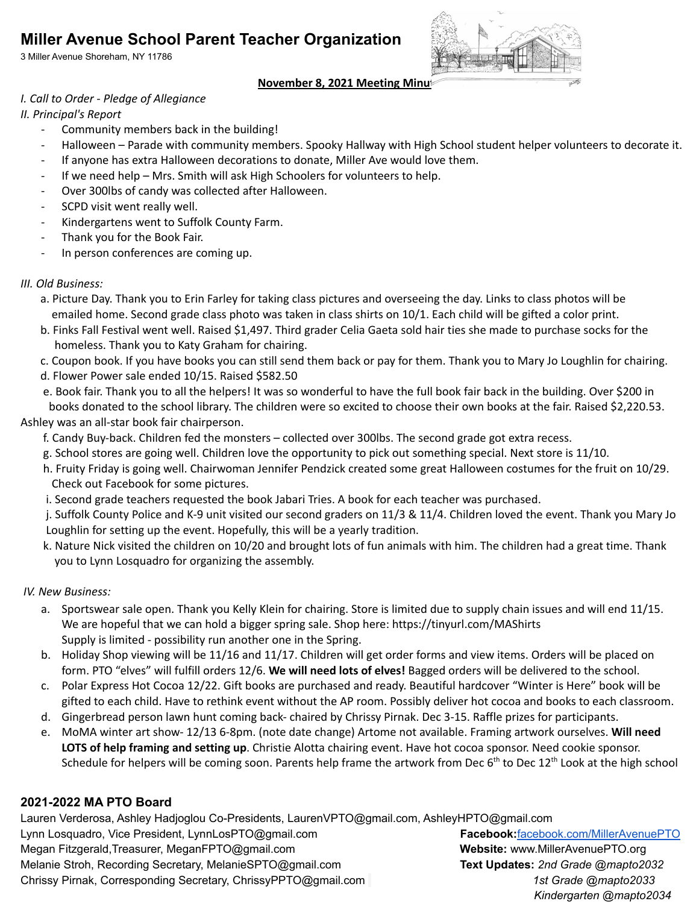# Miller Avenue School Parent Teacher Organization

3 Miller Avenue Shoreham, NY 11786

**November 8, 2021 Meeting Minu**

*I. Call to Order - Pledge of Allegiance*

*II. Principal's Report*

- Community members back in the building!
- Halloween – Parade with community members. Spooky Hallway with High School student helper volunteers to decorate it.
- If anyone has extra Halloween decorations to donate, Miller Ave would love them.
- If we need help – Mrs. Smith will ask High Schoolers for volunteers to help.
- Over 300lbs of candy was collected after Halloween.
- SCPD visit went really well.
- Kindergartens went to Suffolk County Farm.
- Thank you for the Book Fair.
- In person conferences are coming up.

*III. Old Business:*

a. Picture Day. Thank you to Erin Farley for taking class pictures and overseeing the day. Links to class photos will be emailed home. Second grade class photo was taken in class shirts on 10/1. Each child will be gifted a color print.

b. Finks Fall Festival went well. Raised $1,497. Third grader Celia Gaeta sold hair ties she made to purchase socks for the homeless. Thank you to Katy Graham for chairing.

c. Coupon book. If you have books you can still send them back or pay for them. Thank you to Mary Jo Loughlin for chairing.

d. Flower Power sale ended 10/15. Raised $582.50

e. Book fair. Thank you to all the helpers! It was so wonderful to have the full book fair back in the building. Over $200 in books donated to the school library. The children were so excited to choose their own books at the fair. Raised $2,220.53. Ashley was an all-star book fair chairperson.

f. Candy Buy-back. Children fed the monsters – collected over 300lbs. The second grade got extra recess.

g. School stores are going well. Children love the opportunity to pick out something special. Next store is 11/10.

h. Fruity Friday is going well. Chairwoman Jennifer Pendzick created some great Halloween costumes for the fruit on 10/29. Check out Facebook for some pictures.

i. Second grade teachers requested the book Jabari Tries. A book for each teacher was purchased.

j. Suffolk County Police and K-9 unit visited our second graders on 11/3 & 11/4. Children loved the event. Thank you Mary Jo Loughlin for setting up the event. Hopefully, this will be a yearly tradition.

k. Nature Nick visited the children on 10/20 and brought lots of fun animals with him. The children had a great time. Thank you to Lynn Losquadro for organizing the assembly.

*IV. New Business:*

a. Sportswear sale open. Thank you Kelly Klein for chairing. Store is limited due to supply chain issues and will end 11/15. We are hopeful that we can hold a bigger spring sale. Shop here: https://tinyurl.com/MAShirts
   Supply is limited - possibility run another one in the Spring.

b. Holiday Shop viewing will be 11/16 and 11/17. Children will get order forms and view items. Orders will be placed on form. PTO "elves" will fulfill orders 12/6. **We will need lots of elves!** Bagged orders will be delivered to the school.

c. Polar Express Hot Cocoa 12/22. Gift books are purchased and ready. Beautiful hardcover "Winter is Here" book will be gifted to each child. Have to rethink event without the AP room. Possibly deliver hot cocoa and books to each classroom.

d. Gingerbread person lawn hunt coming back- chaired by Chrissy Pirnak. Dec 3-15. Raffle prizes for participants.

e. MoMA winter art show- 12/13 6-8pm. (note date change) Artome not available. Framing artwork ourselves. **Will need LOTS of help framing and setting up**. Christie Alotta chairing event. Have hot cocoa sponsor. Need cookie sponsor. Schedule for helpers will be coming soon. Parents help frame the artwork from Dec 6th to Dec 12th Look at the high school

## 2021-2022 MA PTO Board

Lauren Verderosa, Ashley Hadjoglou Co-Presidents, LaurenVPTO@gmail.com, AshleyHPTO@gmail.com
Lynn Losquadro, Vice President, LynnLosPTO@gmail.com
Megan Fitzgerald,Treasurer, MeganFPTO@gmail.com
Melanie Stroh, Recording Secretary, MelanieSPTO@gmail.com
Chrissy Pirnak, Corresponding Secretary, ChrissyPPTO@gmail.com

**Facebook:** facebook.com/MillerAvenuePTO
**Website:** www.MillerAvenuePTO.org
**Text Updates:** *2nd Grade @mapto2032*
*1st Grade @mapto2033*
*Kindergarten @mapto2034*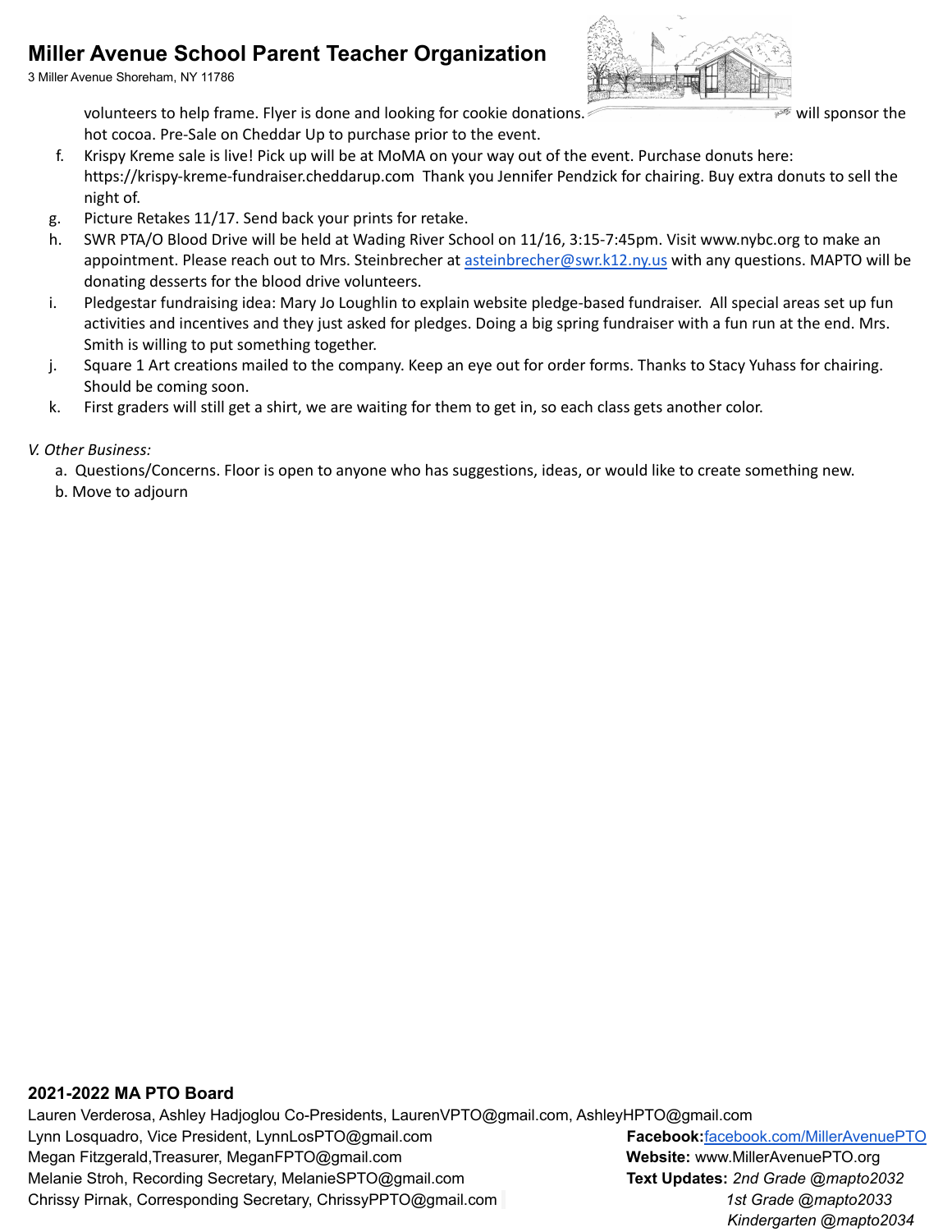# Miller Avenue School Parent Teacher Organization

3 Miller Avenue Shoreham, NY 11786

volunteers to help frame. Flyer is done and looking for cookie donations. will sponsor the hot cocoa. Pre-Sale on Cheddar Up to purchase prior to the event.

f. Krispy Kreme sale is live! Pick up will be at MoMA on your way out of the event. Purchase donuts here: https://krispy-kreme-fundraiser.cheddarup.com Thank you Jennifer Pendzick for chairing. Buy extra donuts to sell the night of.

g. Picture Retakes 11/17. Send back your prints for retake.

h. SWR PTA/O Blood Drive will be held at Wading River School on 11/16, 3:15-7:45pm. Visit www.nybc.org to make an appointment. Please reach out to Mrs. Steinbrecher at asteinbrecher@swr.k12.ny.us with any questions. MAPTO will be donating desserts for the blood drive volunteers.

i. Pledgestar fundraising idea: Mary Jo Loughlin to explain website pledge-based fundraiser. All special areas set up fun activities and incentives and they just asked for pledges. Doing a big spring fundraiser with a fun run at the end. Mrs. Smith is willing to put something together.

j. Square 1 Art creations mailed to the company. Keep an eye out for order forms. Thanks to Stacy Yuhass for chairing. Should be coming soon.

k. First graders will still get a shirt, we are waiting for them to get in, so each class gets another color.

*V. Other Business:*

a. Questions/Concerns. Floor is open to anyone who has suggestions, ideas, or would like to create something new.

b. Move to adjourn

**2021-2022 MA PTO Board**

Lauren Verderosa, Ashley Hadjoglou Co-Presidents, LaurenVPTO@gmail.com, AshleyHPTO@gmail.com
Lynn Losquadro, Vice President, LynnLosPTO@gmail.com
Megan Fitzgerald, Treasurer, MeganFPTO@gmail.com
Melanie Stroh, Recording Secretary, MelanieSPTO@gmail.com
Chrissy Pirnak, Corresponding Secretary, ChrissyPPTO@gmail.com

**Facebook:** facebook.com/MillerAvenuePTO
**Website:** www.MillerAvenuePTO.org
**Text Updates:** *2nd Grade @mapto2032*
*1st Grade @mapto2033*
*Kindergarten @mapto2034*